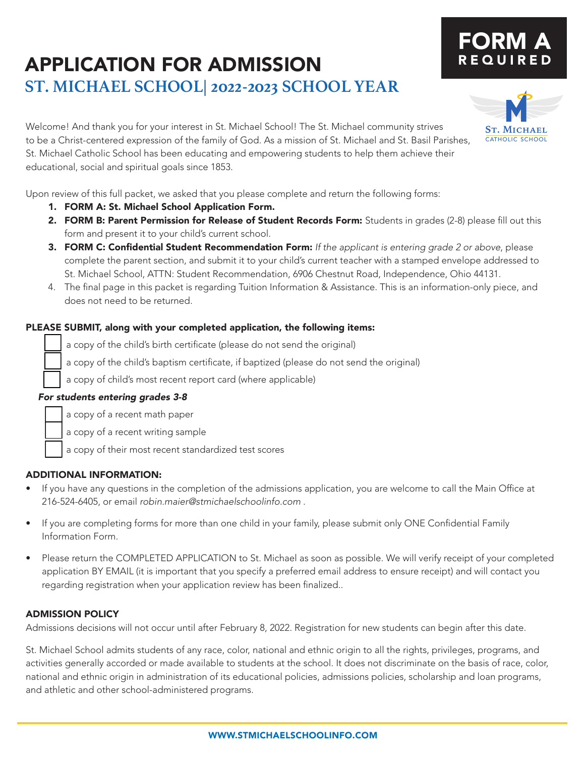# APPLICATION FOR ADMISSION

## ST. MICHAEL SCHOOL| 2022-2023 SCHOOL YEAR

**FORM A**
**REQUIRED**

ST. MICHAEL
CATHOLIC SCHOOL

Welcome! And thank you for your interest in St. Michael School! The St. Michael community strives to be a Christ-centered expression of the family of God. As a mission of St. Michael and St. Basil Parishes, St. Michael Catholic School has been educating and empowering students to help them achieve their educational, social and spiritual goals since 1853.

Upon review of this full packet, we asked that you please complete and return the following forms:

1. **FORM A: St. Michael School Application Form.**
2. **FORM B: Parent Permission for Release of Student Records Form:** Students in grades (2-8) please fill out this form and present it to your child's current school.
3. **FORM C: Confidential Student Recommendation Form:** *If the applicant is entering grade 2 or above*, please complete the parent section, and submit it to your child's current teacher with a stamped envelope addressed to St. Michael School, ATTN: Student Recommendation, 6906 Chestnut Road, Independence, Ohio 44131.
4. The final page in this packet is regarding Tuition Information & Assistance. This is an information-only piece, and does not need to be returned.

**PLEASE SUBMIT, along with your completed application, the following items:**

- ☐ a copy of the child's birth certificate (please do not send the original)
- ☐ a copy of the child's baptism certificate, if baptized (please do not send the original)
- ☐ a copy of child's most recent report card (where applicable)

***For students entering grades 3-8***

- ☐ a copy of a recent math paper
- ☐ a copy of a recent writing sample
- ☐ a copy of their most recent standardized test scores

**ADDITIONAL INFORMATION:**

- If you have any questions in the completion of the admissions application, you are welcome to call the Main Office at 216-524-6405, or email *robin.maier@stmichaelschoolinfo.com* .
- If you are completing forms for more than one child in your family, please submit only ONE Confidential Family Information Form.
- Please return the COMPLETED APPLICATION to St. Michael as soon as possible. We will verify receipt of your completed application BY EMAIL (it is important that you specify a preferred email address to ensure receipt) and will contact you regarding registration when your application review has been finalized..

**ADMISSION POLICY**

Admissions decisions will not occur until after February 8, 2022. Registration for new students can begin after this date.

St. Michael School admits students of any race, color, national and ethnic origin to all the rights, privileges, programs, and activities generally accorded or made available to students at the school. It does not discriminate on the basis of race, color, national and ethnic origin in administration of its educational policies, admissions policies, scholarship and loan programs, and athletic and other school-administered programs.

WWW.STMICHAELSCHOOLINFO.COM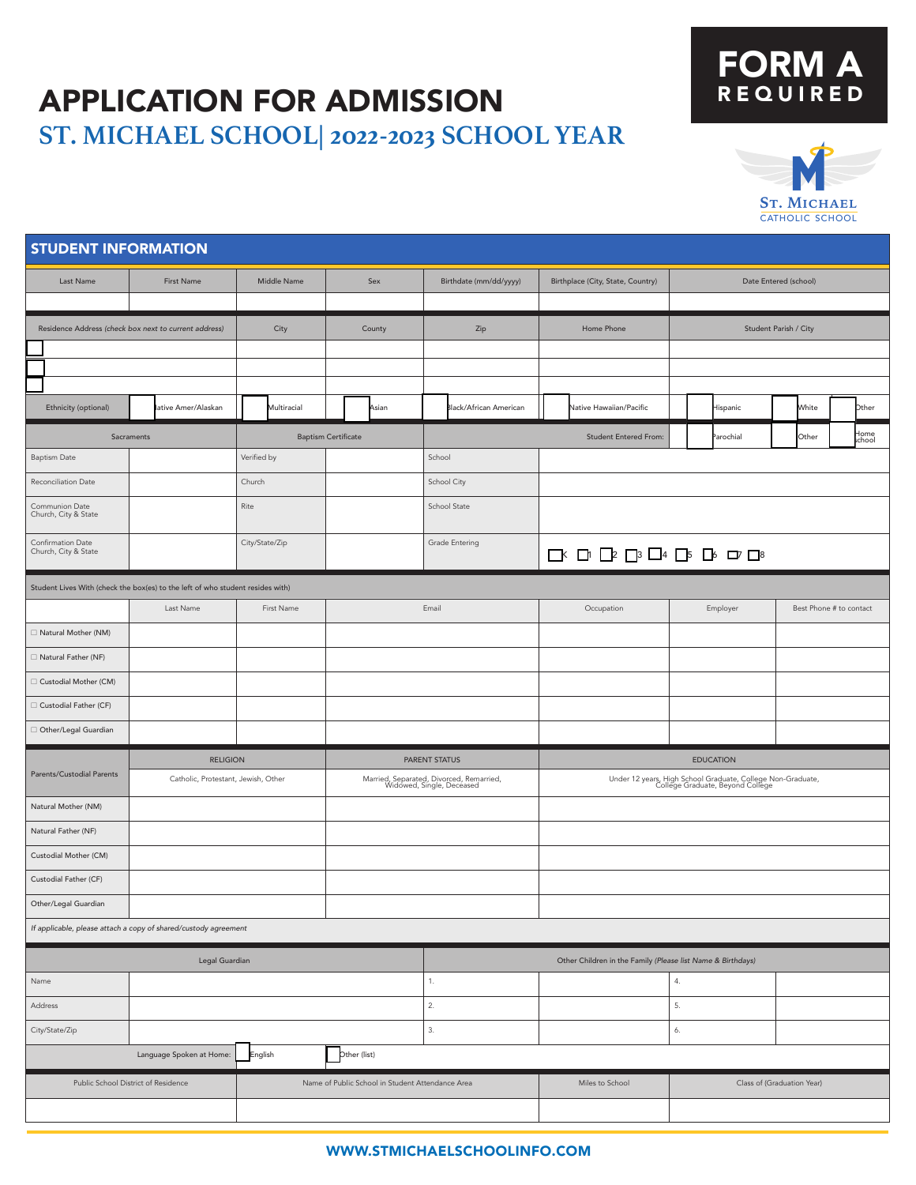# FORM A
REQUIRED

# APPLICATION FOR ADMISSION
## ST. MICHAEL SCHOOL| 2022-2023 SCHOOL YEAR

ST. MICHAEL CATHOLIC SCHOOL

## STUDENT INFORMATION

| Last Name | First Name | Middle Name | Sex | Birthdate (mm/dd/yyyy) | Birthplace (City, State, Country) | Date Entered (school) |
|---|---|---|---|---|---|---|
| | | | | | | |

| Residence Address *(check box next to current address)* | City | County | Zip | Home Phone | Student Parish / City |
|---|---|---|---|---|---|
| ☐ | | | | | |
| ☐ | | | | | |
| ☐ | | | | | |

Ethnicity (optional): ☐ Native Amer/Alaskan ☐ Multiracial ☐ Asian ☐ Black/African American ☐ Native Hawaiian/Pacific ☐ Hispanic ☐ White ☐ Other

| Sacraments | | Baptism Certificate | | Student Entered From: | ☐ Parochial ☐ Other ☐ Home school |
|---|---|---|---|---|---|
| Baptism Date | | Verified by | | School | |
| Reconciliation Date | | Church | | School City | |
| Communion Date Church, City & State | | Rite | | School State | |
| Confirmation Date Church, City & State | | City/State/Zip | | Grade Entering | ☐K ☐1 ☐2 ☐3 ☐4 ☐5 ☐6 ☐7 ☐8 |

Student Lives With (check the box(es) to the left of who student resides with)

| | Last Name | First Name | Email | Occupation | Employer | Best Phone # to contact |
|---|---|---|---|---|---|---|
| ☐ Natural Mother (NM) | | | | | | |
| ☐ Natural Father (NF) | | | | | | |
| ☐ Custodial Mother (CM) | | | | | | |
| ☐ Custodial Father (CF) | | | | | | |
| ☐ Other/Legal Guardian | | | | | | |

| Parents/Custodial Parents | RELIGION<br>Catholic, Protestant, Jewish, Other | PARENT STATUS<br>Married, Separated, Divorced, Remarried, Widowed, Single, Deceased | EDUCATION<br>Under 12 years, High School Graduate, College Non-Graduate, College Graduate, Beyond College |
|---|---|---|---|
| Natural Mother (NM) | | | |
| Natural Father (NF) | | | |
| Custodial Mother (CM) | | | |
| Custodial Father (CF) | | | |
| Other/Legal Guardian | | | |

*If applicable, please attach a copy of shared/custody agreement*

| Legal Guardian | | Other Children in the Family *(Please list Name & Birthdays)* | | | |
|---|---|---|---|---|---|
| Name | | 1. | | 4. | |
| Address | | 2. | | 5. | |
| City/State/Zip | | 3. | | 6. | |

Language Spoken at Home: ☐ English ☐ Other (list)

| Public School District of Residence | Name of Public School in Student Attendance Area | Miles to School | Class of (Graduation Year) |
|---|---|---|---|
| | | | |

WWW.STMICHAELSCHOOLINFO.COM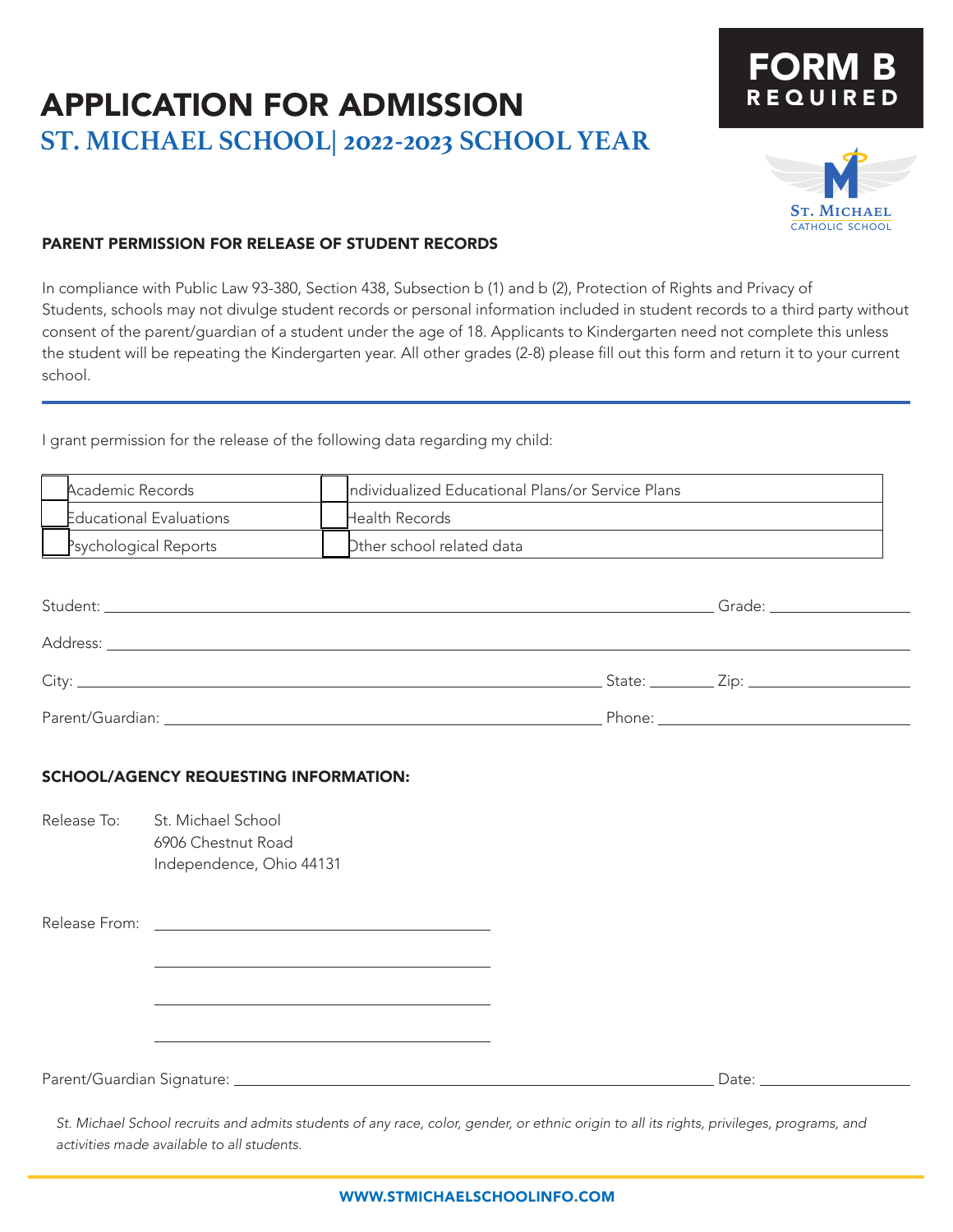# APPLICATION FOR ADMISSION

## ST. MICHAEL SCHOOL| 2022-2023 SCHOOL YEAR

**FORM B**
**REQUIRED**

ST. MICHAEL
CATHOLIC SCHOOL

### PARENT PERMISSION FOR RELEASE OF STUDENT RECORDS

In compliance with Public Law 93-380, Section 438, Subsection b (1) and b (2), Protection of Rights and Privacy of Students, schools may not divulge student records or personal information included in student records to a third party without consent of the parent/guardian of a student under the age of 18. Applicants to Kindergarten need not complete this unless the student will be repeating the Kindergarten year. All other grades (2-8) please fill out this form and return it to your current school.

---

I grant permission for the release of the following data regarding my child:

| | |
|---|---|
| ☐ Academic Records | ☐ Individualized Educational Plans/or Service Plans |
| ☐ Educational Evaluations | ☐ Health Records |
| ☐ Psychological Reports | ☐ Other school related data |

Student: ______________________________ Grade: __________

Address: ______________________________

City: ______________________________ State: ________ Zip: __________

Parent/Guardian: ______________________________ Phone: __________

### SCHOOL/AGENCY REQUESTING INFORMATION:

Release To: St. Michael School
6906 Chestnut Road
Independence, Ohio 44131

Release From: ______________________________

______________________________

______________________________

______________________________

Parent/Guardian Signature: ______________________________ Date: __________

*St. Michael School recruits and admits students of any race, color, gender, or ethnic origin to all its rights, privileges, programs, and activities made available to all students.*

**WWW.STMICHAELSCHOOLINFO.COM**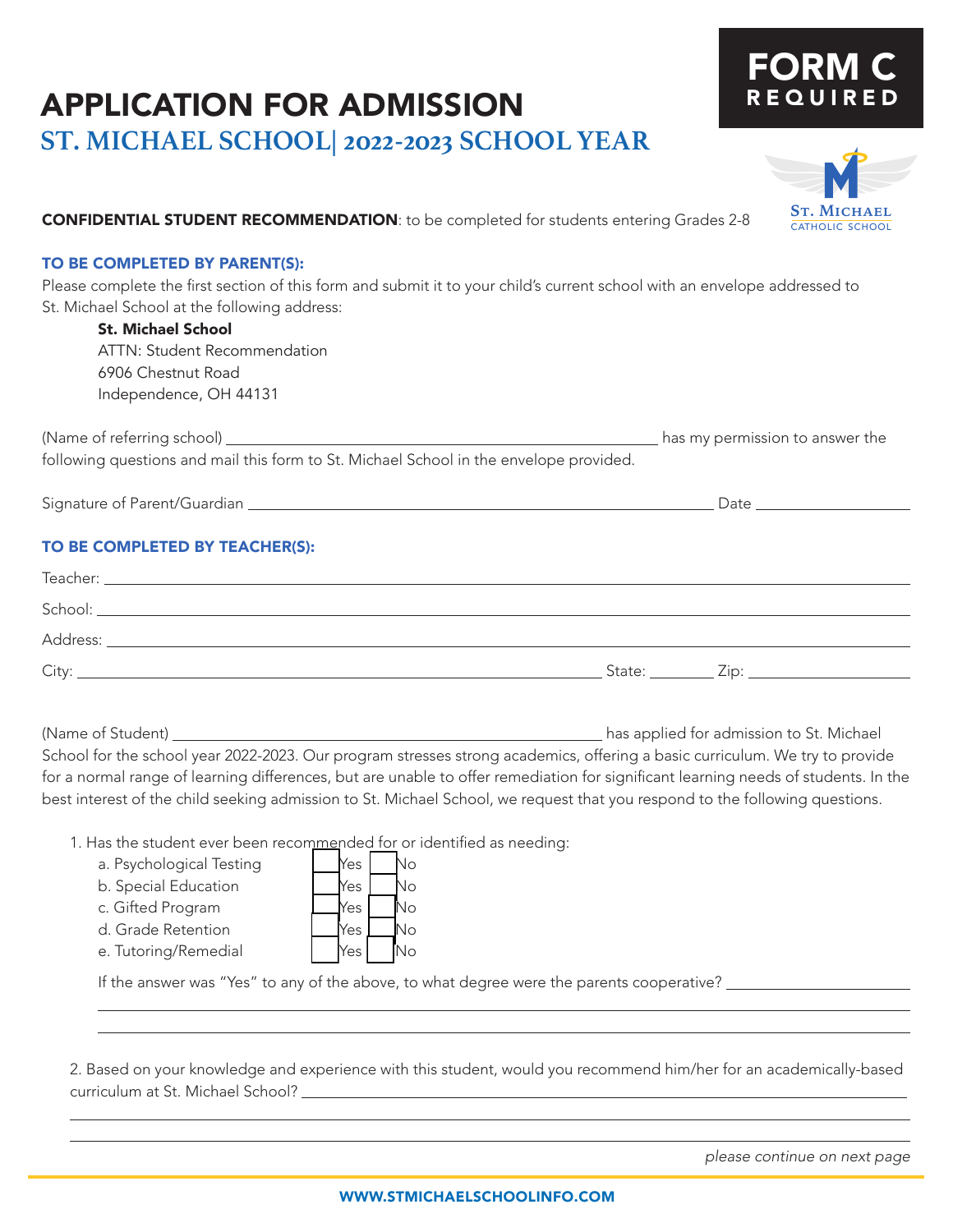**FORM C**
**REQUIRED**

# APPLICATION FOR ADMISSION

## ST. MICHAEL SCHOOL| 2022-2023 SCHOOL YEAR

**CONFIDENTIAL STUDENT RECOMMENDATION**: to be completed for students entering Grades 2-8

### TO BE COMPLETED BY PARENT(S):

Please complete the first section of this form and submit it to your child's current school with an envelope addressed to St. Michael School at the following address:

**St. Michael School**
ATTN: Student Recommendation
6906 Chestnut Road
Independence, OH 44131

(Name of referring school) ______________________________ has my permission to answer the following questions and mail this form to St. Michael School in the envelope provided.

Signature of Parent/Guardian ______________________________ Date ______________

### TO BE COMPLETED BY TEACHER(S):

Teacher: ______________________________

School: ______________________________

Address: ______________________________

City: ______________________________ State: ________ Zip: ______________

(Name of Student) ______________________________ has applied for admission to St. Michael School for the school year 2022-2023. Our program stresses strong academics, offering a basic curriculum. We try to provide for a normal range of learning differences, but are unable to offer remediation for significant learning needs of students. In the best interest of the child seeking admission to St. Michael School, we request that you respond to the following questions.

1. Has the student ever been recommended for or identified as needing:
   a. Psychological Testing ☐ Yes ☐ No
   b. Special Education ☐ Yes ☐ No
   c. Gifted Program ☐ Yes ☐ No
   d. Grade Retention ☐ Yes ☐ No
   e. Tutoring/Remedial ☐ Yes ☐ No

   If the answer was "Yes" to any of the above, to what degree were the parents cooperative? ______________________________

   ______________________________

   ______________________________

2. Based on your knowledge and experience with this student, would you recommend him/her for an academically-based curriculum at St. Michael School? ______________________________

   ______________________________

   ______________________________

*please continue on next page*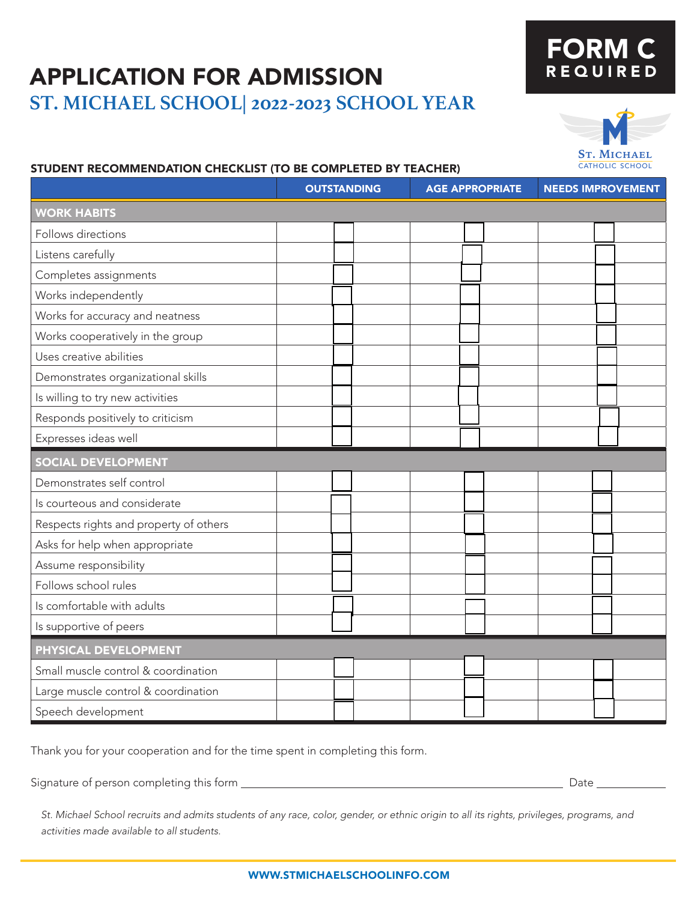# APPLICATION FOR ADMISSION

## ST. MICHAEL SCHOOL| 2022-2023 SCHOOL YEAR

**FORM C REQUIRED**

St. Michael Catholic School

### STUDENT RECOMMENDATION CHECKLIST (TO BE COMPLETED BY TEACHER)

| | OUTSTANDING | AGE APPROPRIATE | NEEDS IMPROVEMENT |
|---|---|---|---|
| **WORK HABITS** | | | |
| Follows directions | ☐ | ☐ | ☐ |
| Listens carefully | ☐ | ☐ | ☐ |
| Completes assignments | ☐ | ☐ | ☐ |
| Works independently | ☐ | ☐ | ☐ |
| Works for accuracy and neatness | ☐ | ☐ | ☐ |
| Works cooperatively in the group | ☐ | ☐ | ☐ |
| Uses creative abilities | ☐ | ☐ | ☐ |
| Demonstrates organizational skills | ☐ | ☐ | ☐ |
| Is willing to try new activities | ☐ | ☐ | ☐ |
| Responds positively to criticism | ☐ | ☐ | ☐ |
| Expresses ideas well | ☐ | ☐ | ☐ |
| **SOCIAL DEVELOPMENT** | | | |
| Demonstrates self control | ☐ | ☐ | ☐ |
| Is courteous and considerate | ☐ | ☐ | ☐ |
| Respects rights and property of others | ☐ | ☐ | ☐ |
| Asks for help when appropriate | ☐ | ☐ | ☐ |
| Assume responsibility | ☐ | ☐ | ☐ |
| Follows school rules | ☐ | ☐ | ☐ |
| Is comfortable with adults | ☐ | ☐ | ☐ |
| Is supportive of peers | ☐ | ☐ | ☐ |
| **PHYSICAL DEVELOPMENT** | | | |
| Small muscle control & coordination | ☐ | ☐ | ☐ |
| Large muscle control & coordination | ☐ | ☐ | ☐ |
| Speech development | ☐ | ☐ | ☐ |

Thank you for your cooperation and for the time spent in completing this form.

Signature of person completing this form ______________________________ Date ____________

*St. Michael School recruits and admits students of any race, color, gender, or ethnic origin to all its rights, privileges, programs, and activities made available to all students.*

WWW.STMICHAELSCHOOLINFO.COM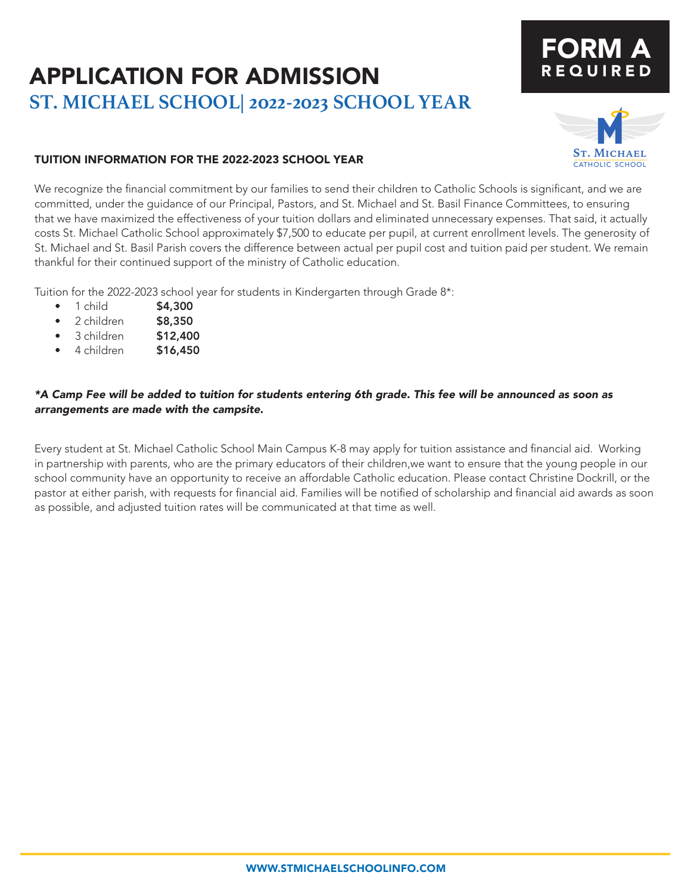# APPLICATION FOR ADMISSION

## ST. MICHAEL SCHOOL| 2022-2023 SCHOOL YEAR

**FORM A**
**REQUIRED**

### TUITION INFORMATION FOR THE 2022-2023 SCHOOL YEAR

We recognize the financial commitment by our families to send their children to Catholic Schools is significant, and we are committed, under the guidance of our Principal, Pastors, and St. Michael and St. Basil Finance Committees, to ensuring that we have maximized the effectiveness of your tuition dollars and eliminated unnecessary expenses. That said, it actually costs St. Michael Catholic School approximately $7,500 to educate per pupil, at current enrollment levels. The generosity of St. Michael and St. Basil Parish covers the difference between actual per pupil cost and tuition paid per student. We remain thankful for their continued support of the ministry of Catholic education.

Tuition for the 2022-2023 school year for students in Kindergarten through Grade 8*:

- 1 child **$4,300**
- 2 children **$8,350**
- 3 children **$12,400**
- 4 children **$16,450**

***A Camp Fee will be added to tuition for students entering 6th grade. This fee will be announced as soon as arrangements are made with the campsite.***

Every student at St. Michael Catholic School Main Campus K-8 may apply for tuition assistance and financial aid. Working in partnership with parents, who are the primary educators of their children,we want to ensure that the young people in our school community have an opportunity to receive an affordable Catholic education. Please contact Christine Dockrill, or the pastor at either parish, with requests for financial aid. Families will be notified of scholarship and financial aid awards as soon as possible, and adjusted tuition rates will be communicated at that time as well.